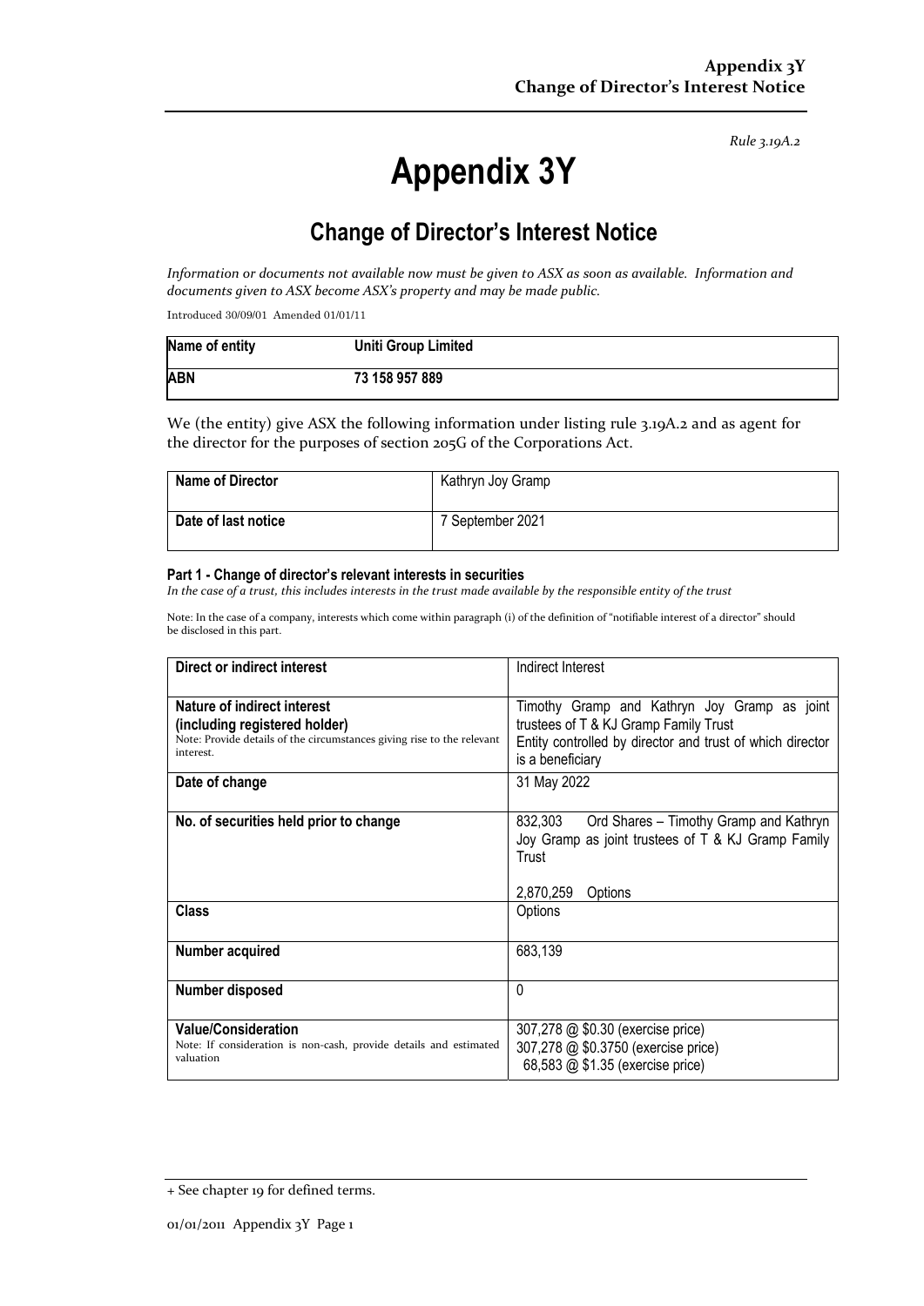*Rule 3.19A.2*

# Appendix 3Y

## Change of Director's Interest Notice

*Information or documents not available now must be given to ASX as soon as available. Information and documents given to ASX become ASX's property and may be made public.*

Introduced 30/09/01 Amended 01/01/11

| **Name of entity** | **Uniti Group Limited** |
|---|---|
| **ABN** | **73 158 957 889** |

We (the entity) give ASX the following information under listing rule 3.19A.2 and as agent for the director for the purposes of section 205G of the Corporations Act.

| **Name of Director** | Kathryn Joy Gramp |
|---|---|
| **Date of last notice** | 7 September 2021 |

#### Part 1 - Change of director's relevant interests in securities

*In the case of a trust, this includes interests in the trust made available by the responsible entity of the trust*

Note: In the case of a company, interests which come within paragraph (i) of the definition of "notifiable interest of a director" should be disclosed in this part.

| **Direct or indirect interest** | Indirect Interest |
|---|---|
| **Nature of indirect interest (including registered holder)** Note: Provide details of the circumstances giving rise to the relevant interest. | Timothy Gramp and Kathryn Joy Gramp as joint trustees of T & KJ Gramp Family Trust Entity controlled by director and trust of which director is a beneficiary |
| **Date of change** | 31 May 2022 |
| **No. of securities held prior to change** | 832,303 Ord Shares – Timothy Gramp and Kathryn Joy Gramp as joint trustees of T & KJ Gramp Family Trust<br><br>2,870,259 Options |
| **Class** | Options |
| **Number acquired** | 683,139 |
| **Number disposed** | 0 |
| **Value/Consideration** Note: If consideration is non-cash, provide details and estimated valuation | 307,278 @ $0.30 (exercise price)<br>307,278 @ $0.3750 (exercise price)<br>68,583 @ $1.35 (exercise price) |

+ See chapter 19 for defined terms.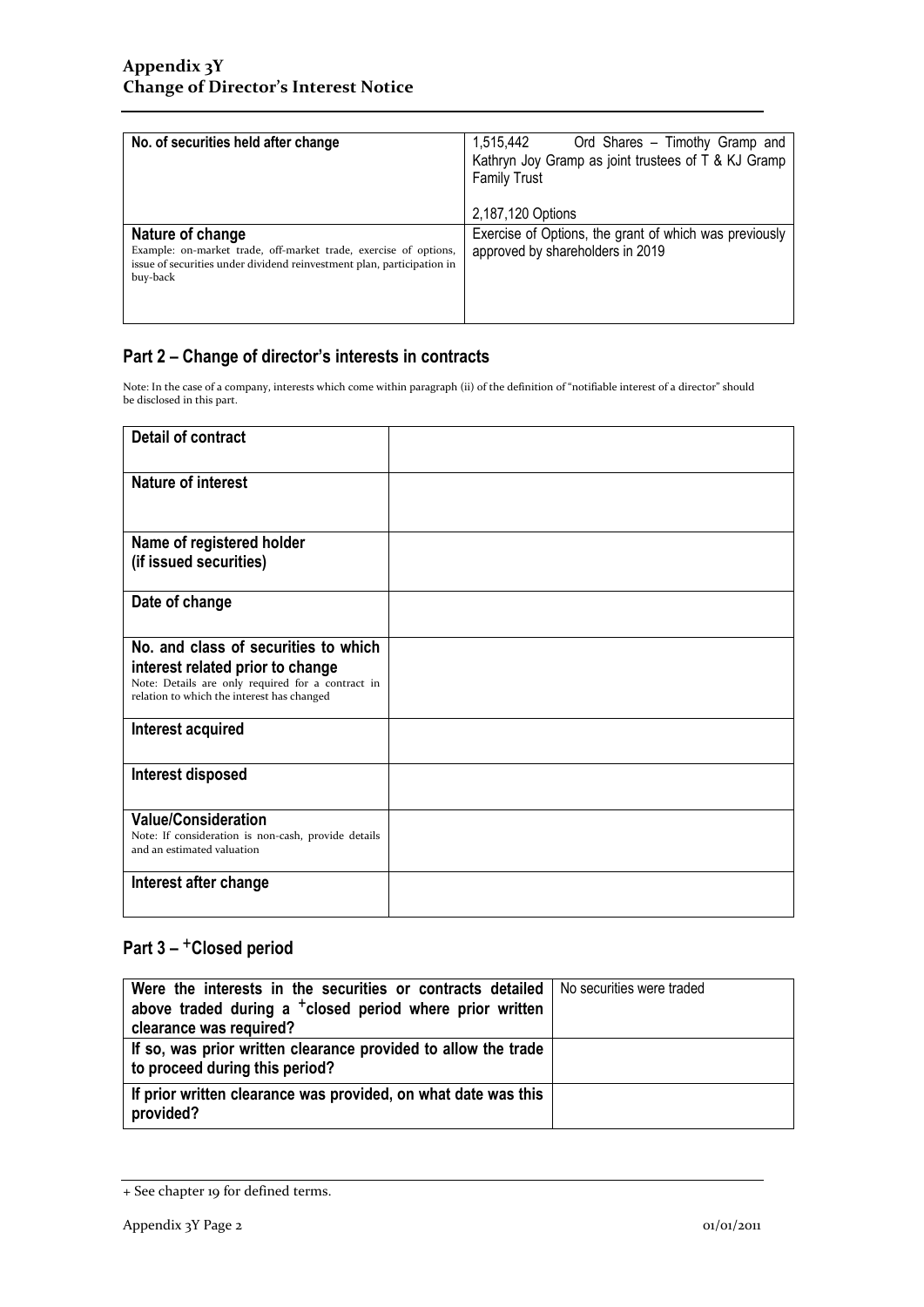| | |
|---|---|
| **No. of securities held after change** | 1,515,442 Ord Shares – Timothy Gramp and Kathryn Joy Gramp as joint trustees of T & KJ Gramp Family Trust<br><br>2,187,120 Options |
| **Nature of change**<br>Example: on-market trade, off-market trade, exercise of options, issue of securities under dividend reinvestment plan, participation in buy-back | Exercise of Options, the grant of which was previously approved by shareholders in 2019 |

## Part 2 – Change of director's interests in contracts

Note: In the case of a company, interests which come within paragraph (ii) of the definition of "notifiable interest of a director" should be disclosed in this part.

| | |
|---|---|
| **Detail of contract** | |
| **Nature of interest** | |
| **Name of registered holder (if issued securities)** | |
| **Date of change** | |
| **No. and class of securities to which interest related prior to change**<br>Note: Details are only required for a contract in relation to which the interest has changed | |
| **Interest acquired** | |
| **Interest disposed** | |
| **Value/Consideration**<br>Note: If consideration is non-cash, provide details and an estimated valuation | |
| **Interest after change** | |

## Part 3 – +Closed period

| | |
|---|---|
| **Were the interests in the securities or contracts detailed above traded during a +closed period where prior written clearance was required?** | No securities were traded |
| **If so, was prior written clearance provided to allow the trade to proceed during this period?** | |
| **If prior written clearance was provided, on what date was this provided?** | |

+ See chapter 19 for defined terms.